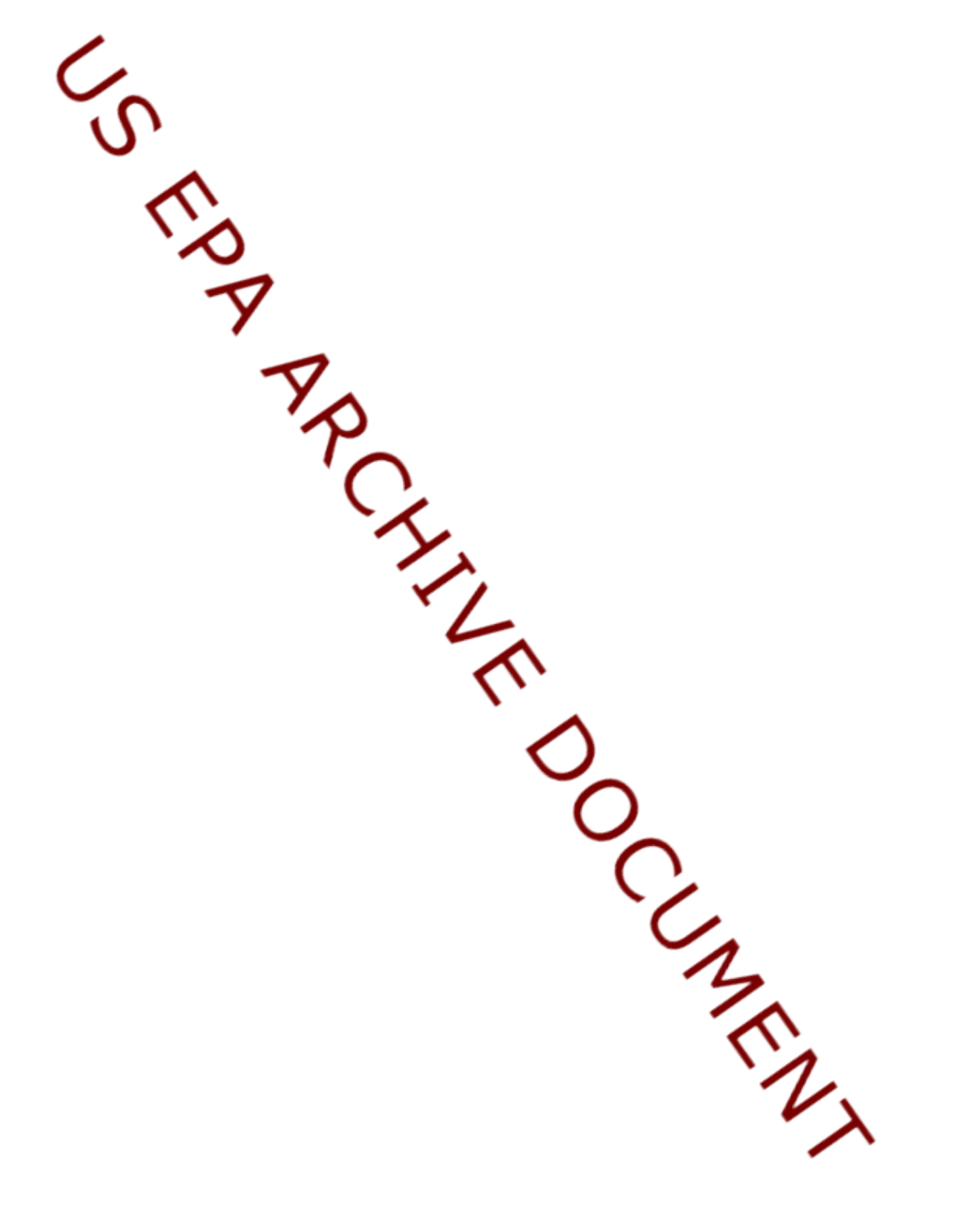US EPA ARCHIVE DOCUMENT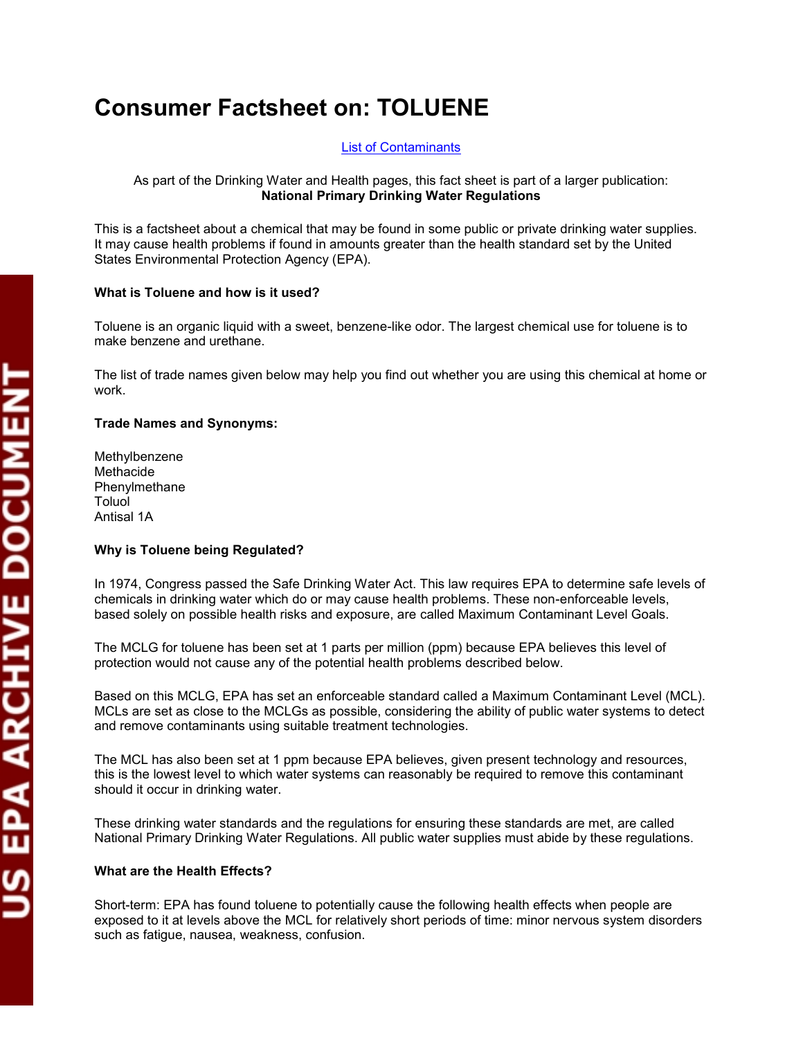# Consumer Factsheet on: TOLUENE

List of Contaminants

As part of the Drinking Water and Health pages, this fact sheet is part of a larger publication:
**National Primary Drinking Water Regulations**

This is a factsheet about a chemical that may be found in some public or private drinking water supplies. It may cause health problems if found in amounts greater than the health standard set by the United States Environmental Protection Agency (EPA).

**What is Toluene and how is it used?**

Toluene is an organic liquid with a sweet, benzene-like odor. The largest chemical use for toluene is to make benzene and urethane.

The list of trade names given below may help you find out whether you are using this chemical at home or work.

**Trade Names and Synonyms:**

Methylbenzene
Methacide
Phenylmethane
Toluol
Antisal 1A

**Why is Toluene being Regulated?**

In 1974, Congress passed the Safe Drinking Water Act. This law requires EPA to determine safe levels of chemicals in drinking water which do or may cause health problems. These non-enforceable levels, based solely on possible health risks and exposure, are called Maximum Contaminant Level Goals.

The MCLG for toluene has been set at 1 parts per million (ppm) because EPA believes this level of protection would not cause any of the potential health problems described below.

Based on this MCLG, EPA has set an enforceable standard called a Maximum Contaminant Level (MCL). MCLs are set as close to the MCLGs as possible, considering the ability of public water systems to detect and remove contaminants using suitable treatment technologies.

The MCL has also been set at 1 ppm because EPA believes, given present technology and resources, this is the lowest level to which water systems can reasonably be required to remove this contaminant should it occur in drinking water.

These drinking water standards and the regulations for ensuring these standards are met, are called National Primary Drinking Water Regulations. All public water supplies must abide by these regulations.

**What are the Health Effects?**

Short-term: EPA has found toluene to potentially cause the following health effects when people are exposed to it at levels above the MCL for relatively short periods of time: minor nervous system disorders such as fatigue, nausea, weakness, confusion.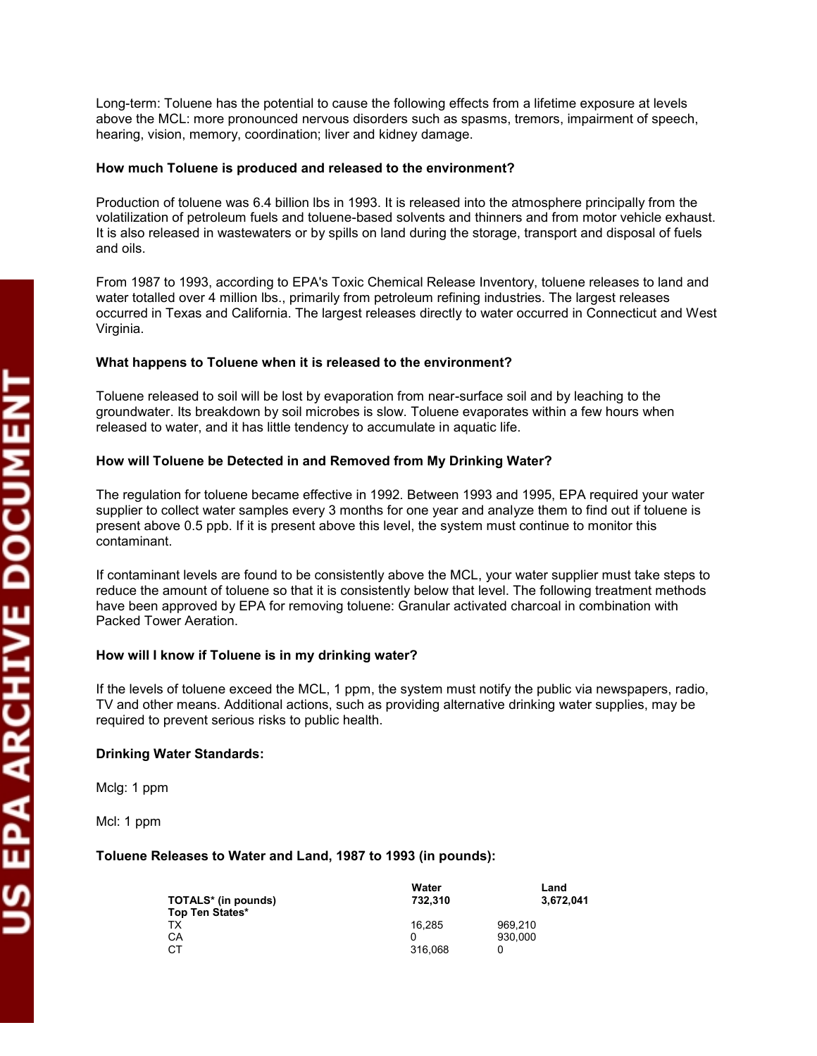Long-term: Toluene has the potential to cause the following effects from a lifetime exposure at levels above the MCL: more pronounced nervous disorders such as spasms, tremors, impairment of speech, hearing, vision, memory, coordination; liver and kidney damage.

**How much Toluene is produced and released to the environment?**

Production of toluene was 6.4 billion lbs in 1993. It is released into the atmosphere principally from the volatilization of petroleum fuels and toluene-based solvents and thinners and from motor vehicle exhaust. It is also released in wastewaters or by spills on land during the storage, transport and disposal of fuels and oils.

From 1987 to 1993, according to EPA's Toxic Chemical Release Inventory, toluene releases to land and water totalled over 4 million lbs., primarily from petroleum refining industries. The largest releases occurred in Texas and California. The largest releases directly to water occurred in Connecticut and West Virginia.

**What happens to Toluene when it is released to the environment?**

Toluene released to soil will be lost by evaporation from near-surface soil and by leaching to the groundwater. Its breakdown by soil microbes is slow. Toluene evaporates within a few hours when released to water, and it has little tendency to accumulate in aquatic life.

**How will Toluene be Detected in and Removed from My Drinking Water?**

The regulation for toluene became effective in 1992. Between 1993 and 1995, EPA required your water supplier to collect water samples every 3 months for one year and analyze them to find out if toluene is present above 0.5 ppb. If it is present above this level, the system must continue to monitor this contaminant.

If contaminant levels are found to be consistently above the MCL, your water supplier must take steps to reduce the amount of toluene so that it is consistently below that level. The following treatment methods have been approved by EPA for removing toluene: Granular activated charcoal in combination with Packed Tower Aeration.

**How will I know if Toluene is in my drinking water?**

If the levels of toluene exceed the MCL, 1 ppm, the system must notify the public via newspapers, radio, TV and other means. Additional actions, such as providing alternative drinking water supplies, may be required to prevent serious risks to public health.

**Drinking Water Standards:**

Mclg: 1 ppm

Mcl: 1 ppm

**Toluene Releases to Water and Land, 1987 to 1993 (in pounds):**

| | Water | Land |
|---|---|---|
| **TOTALS* (in pounds)** | **732,310** | **3,672,041** |
| **Top Ten States*** | | |
| TX | 16,285 | 969,210 |
| CA | 0 | 930,000 |
| CT | 316,068 | 0 |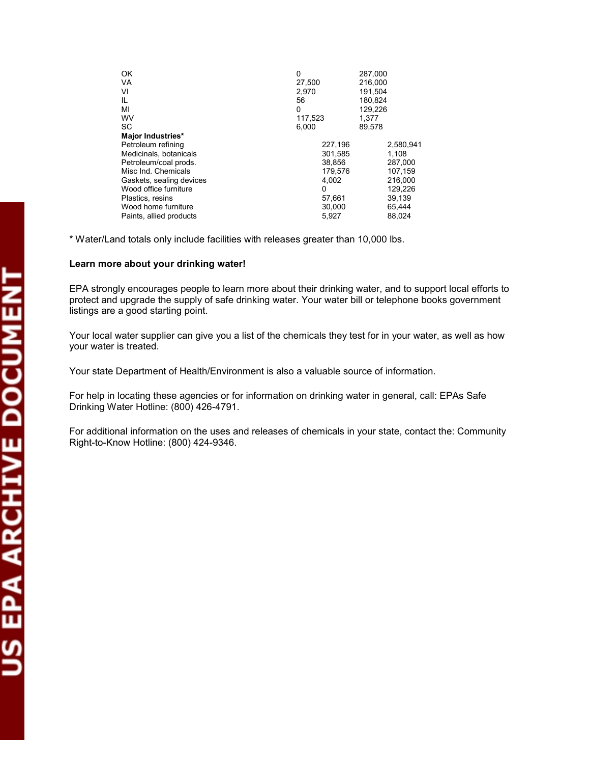| | | |
|---|---|---|
| OK | 0 | 287,000 |
| VA | 27,500 | 216,000 |
| VI | 2,970 | 191,504 |
| IL | 56 | 180,824 |
| MI | 0 | 129,226 |
| WV | 117,523 | 1,377 |
| SC | 6,000 | 89,578 |
| **Major Industries*** | | |
| Petroleum refining | 227,196 | 2,580,941 |
| Medicinals, botanicals | 301,585 | 1,108 |
| Petroleum/coal prods. | 38,856 | 287,000 |
| Misc Ind. Chemicals | 179,576 | 107,159 |
| Gaskets, sealing devices | 4,002 | 216,000 |
| Wood office furniture | 0 | 129,226 |
| Plastics, resins | 57,661 | 39,139 |
| Wood home furniture | 30,000 | 65,444 |
| Paints, allied products | 5,927 | 88,024 |

* Water/Land totals only include facilities with releases greater than 10,000 lbs.

**Learn more about your drinking water!**

EPA strongly encourages people to learn more about their drinking water, and to support local efforts to protect and upgrade the supply of safe drinking water. Your water bill or telephone books government listings are a good starting point.

Your local water supplier can give you a list of the chemicals they test for in your water, as well as how your water is treated.

Your state Department of Health/Environment is also a valuable source of information.

For help in locating these agencies or for information on drinking water in general, call: EPAs Safe Drinking Water Hotline: (800) 426-4791.

For additional information on the uses and releases of chemicals in your state, contact the: Community Right-to-Know Hotline: (800) 424-9346.